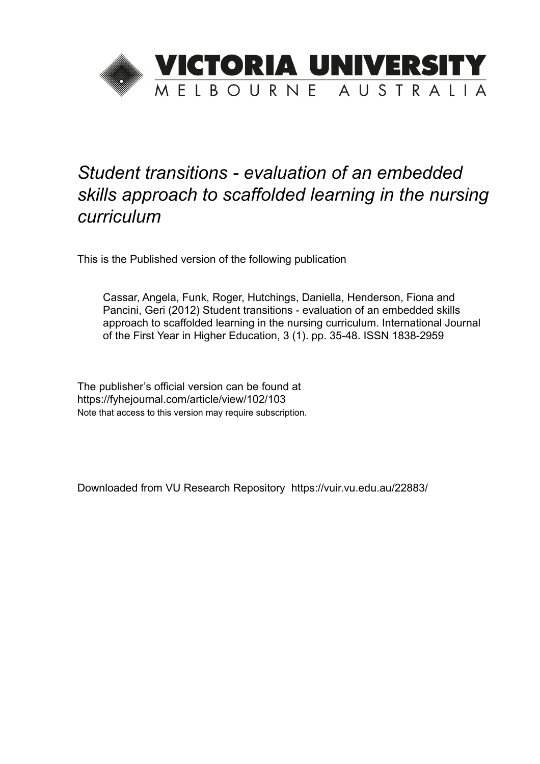# VICTORIA UNIVERSITY
MELBOURNE AUSTRALIA

*Student transitions - evaluation of an embedded skills approach to scaffolded learning in the nursing curriculum*

This is the Published version of the following publication

Cassar, Angela, Funk, Roger, Hutchings, Daniella, Henderson, Fiona and Pancini, Geri (2012) Student transitions - evaluation of an embedded skills approach to scaffolded learning in the nursing curriculum. International Journal of the First Year in Higher Education, 3 (1). pp. 35-48. ISSN 1838-2959

The publisher's official version can be found at
https://fyhejournal.com/article/view/102/103
Note that access to this version may require subscription.

Downloaded from VU Research Repository https://vuir.vu.edu.au/22883/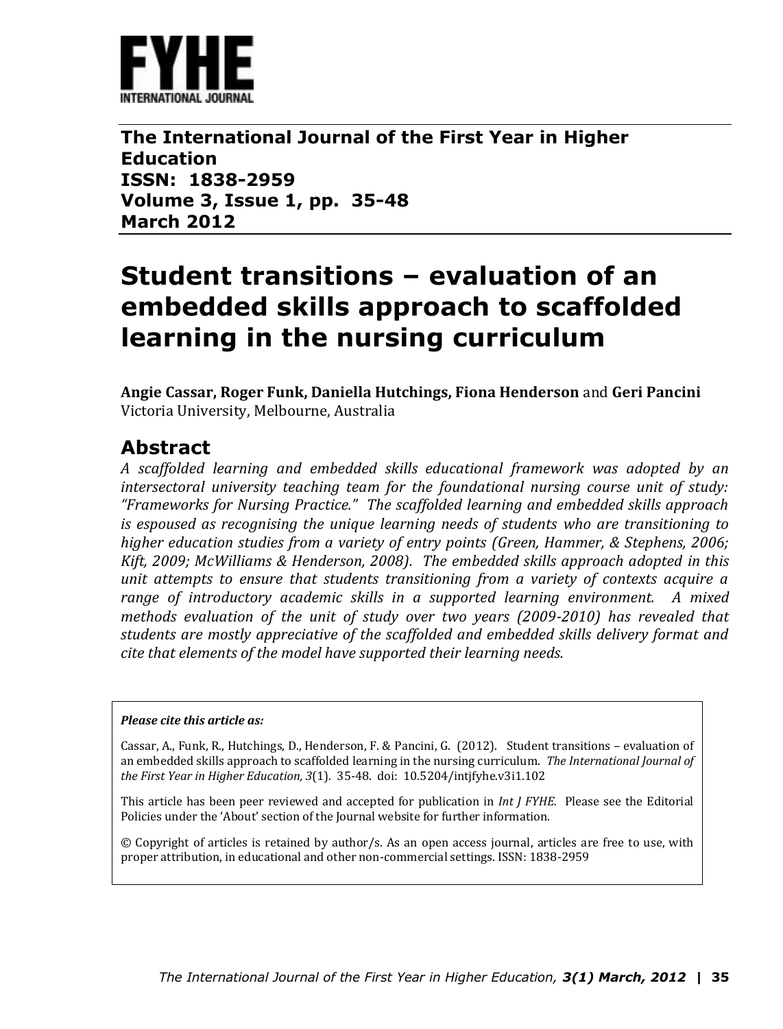**The International Journal of the First Year in Higher Education**
**ISSN: 1838-2959**
**Volume 3, Issue 1, pp. 35-48**
**March 2012**

# Student transitions – evaluation of an embedded skills approach to scaffolded learning in the nursing curriculum

**Angie Cassar, Roger Funk, Daniella Hutchings, Fiona Henderson** and **Geri Pancini**
Victoria University, Melbourne, Australia

## Abstract

*A scaffolded learning and embedded skills educational framework was adopted by an intersectoral university teaching team for the foundational nursing course unit of study: "Frameworks for Nursing Practice." The scaffolded learning and embedded skills approach is espoused as recognising the unique learning needs of students who are transitioning to higher education studies from a variety of entry points (Green, Hammer, & Stephens, 2006; Kift, 2009; McWilliams & Henderson, 2008). The embedded skills approach adopted in this unit attempts to ensure that students transitioning from a variety of contexts acquire a range of introductory academic skills in a supported learning environment. A mixed methods evaluation of the unit of study over two years (2009-2010) has revealed that students are mostly appreciative of the scaffolded and embedded skills delivery format and cite that elements of the model have supported their learning needs.*

***Please cite this article as:***

Cassar, A., Funk, R., Hutchings, D., Henderson, F. & Pancini, G. (2012). Student transitions – evaluation of an embedded skills approach to scaffolded learning in the nursing curriculum. *The International Journal of the First Year in Higher Education, 3*(1). 35-48. doi: 10.5204/intjfyhe.v3i1.102

This article has been peer reviewed and accepted for publication in *Int J FYHE.* Please see the Editorial Policies under the 'About' section of the Journal website for further information.

© Copyright of articles is retained by author/s. As an open access journal, articles are free to use, with proper attribution, in educational and other non-commercial settings. ISSN: 1838-2959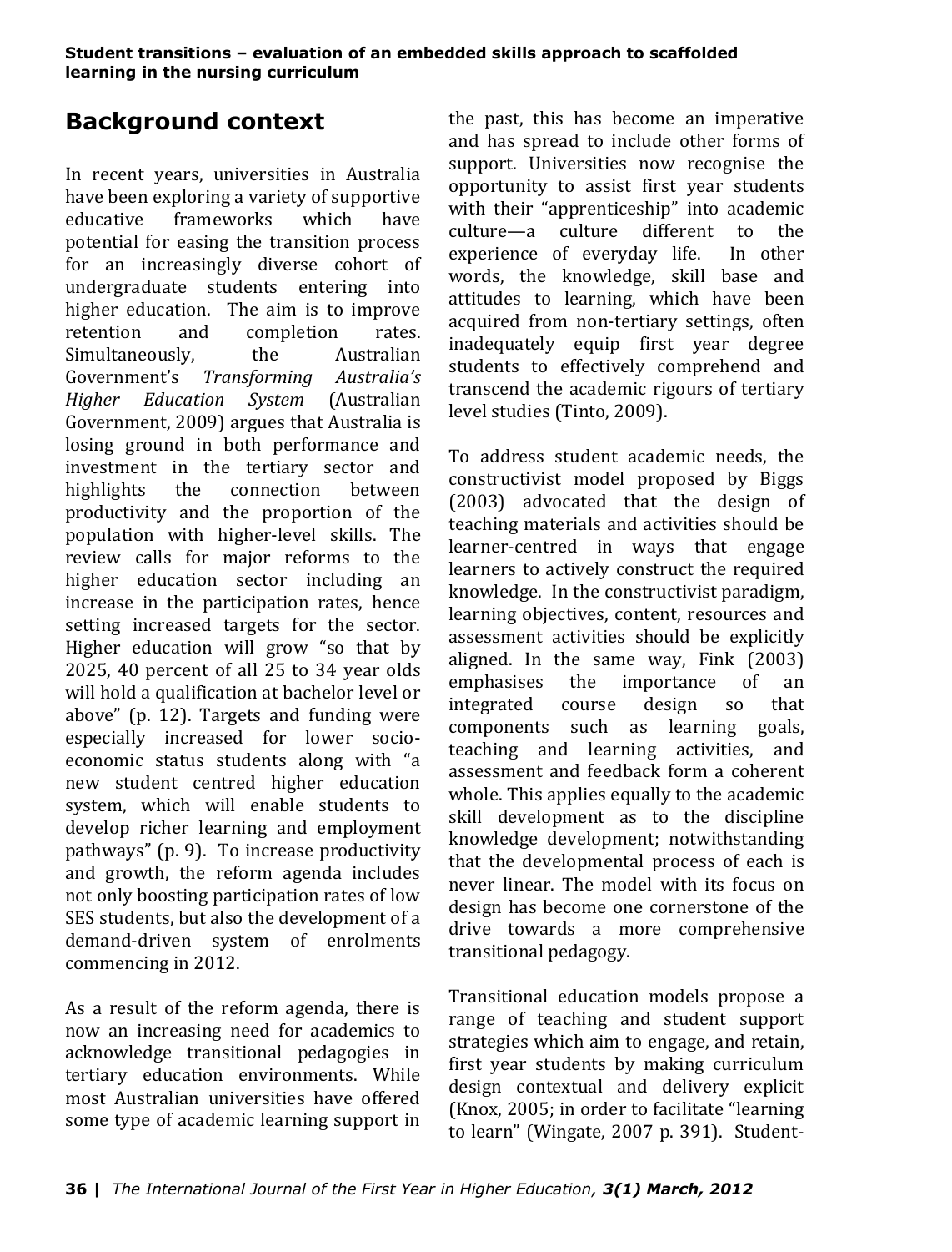## Background context

In recent years, universities in Australia have been exploring a variety of supportive educative frameworks which have potential for easing the transition process for an increasingly diverse cohort of undergraduate students entering into higher education. The aim is to improve retention and completion rates. Simultaneously, the Australian Government's *Transforming Australia's Higher Education System* (Australian Government, 2009) argues that Australia is losing ground in both performance and investment in the tertiary sector and highlights the connection between productivity and the proportion of the population with higher-level skills. The review calls for major reforms to the higher education sector including an increase in the participation rates, hence setting increased targets for the sector. Higher education will grow "so that by 2025, 40 percent of all 25 to 34 year olds will hold a qualification at bachelor level or above" (p. 12). Targets and funding were especially increased for lower socio-economic status students along with "a new student centred higher education system, which will enable students to develop richer learning and employment pathways" (p. 9). To increase productivity and growth, the reform agenda includes not only boosting participation rates of low SES students, but also the development of a demand-driven system of enrolments commencing in 2012.

As a result of the reform agenda, there is now an increasing need for academics to acknowledge transitional pedagogies in tertiary education environments. While most Australian universities have offered some type of academic learning support in the past, this has become an imperative and has spread to include other forms of support. Universities now recognise the opportunity to assist first year students with their "apprenticeship" into academic culture—a culture different to the experience of everyday life. In other words, the knowledge, skill base and attitudes to learning, which have been acquired from non-tertiary settings, often inadequately equip first year degree students to effectively comprehend and transcend the academic rigours of tertiary level studies (Tinto, 2009).

To address student academic needs, the constructivist model proposed by Biggs (2003) advocated that the design of teaching materials and activities should be learner-centred in ways that engage learners to actively construct the required knowledge. In the constructivist paradigm, learning objectives, content, resources and assessment activities should be explicitly aligned. In the same way, Fink (2003) emphasises the importance of an integrated course design so that components such as learning goals, teaching and learning activities, and assessment and feedback form a coherent whole. This applies equally to the academic skill development as to the discipline knowledge development; notwithstanding that the developmental process of each is never linear. The model with its focus on design has become one cornerstone of the drive towards a more comprehensive transitional pedagogy.

Transitional education models propose a range of teaching and student support strategies which aim to engage, and retain, first year students by making curriculum design contextual and delivery explicit (Knox, 2005; in order to facilitate "learning to learn" (Wingate, 2007 p. 391). Student-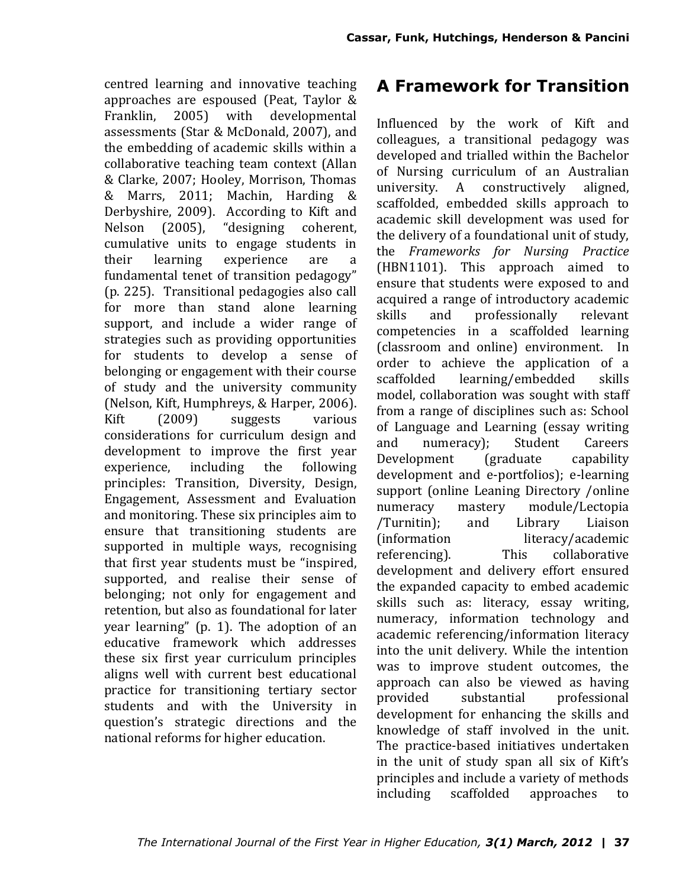centred learning and innovative teaching approaches are espoused (Peat, Taylor & Franklin, 2005) with developmental assessments (Star & McDonald, 2007), and the embedding of academic skills within a collaborative teaching team context (Allan & Clarke, 2007; Hooley, Morrison, Thomas & Marrs, 2011; Machin, Harding & Derbyshire, 2009). According to Kift and Nelson (2005), "designing coherent, cumulative units to engage students in their learning experience are a fundamental tenet of transition pedagogy" (p. 225). Transitional pedagogies also call for more than stand alone learning support, and include a wider range of strategies such as providing opportunities for students to develop a sense of belonging or engagement with their course of study and the university community (Nelson, Kift, Humphreys, & Harper, 2006). Kift (2009) suggests various considerations for curriculum design and development to improve the first year experience, including the following principles: Transition, Diversity, Design, Engagement, Assessment and Evaluation and monitoring. These six principles aim to ensure that transitioning students are supported in multiple ways, recognising that first year students must be "inspired, supported, and realise their sense of belonging; not only for engagement and retention, but also as foundational for later year learning" (p. 1). The adoption of an educative framework which addresses these six first year curriculum principles aligns well with current best educational practice for transitioning tertiary sector students and with the University in question's strategic directions and the national reforms for higher education.

# A Framework for Transition

Influenced by the work of Kift and colleagues, a transitional pedagogy was developed and trialled within the Bachelor of Nursing curriculum of an Australian university. A constructively aligned, scaffolded, embedded skills approach to academic skill development was used for the delivery of a foundational unit of study, the *Frameworks for Nursing Practice* (HBN1101). This approach aimed to ensure that students were exposed to and acquired a range of introductory academic skills and professionally relevant competencies in a scaffolded learning (classroom and online) environment. In order to achieve the application of a scaffolded learning/embedded skills model, collaboration was sought with staff from a range of disciplines such as: School of Language and Learning (essay writing and numeracy); Student Careers Development (graduate capability development and e-portfolios); e-learning support (online Leaning Directory /online numeracy mastery module/Lectopia /Turnitin); and Library Liaison (information literacy/academic referencing). This collaborative development and delivery effort ensured the expanded capacity to embed academic skills such as: literacy, essay writing, numeracy, information technology and academic referencing/information literacy into the unit delivery. While the intention was to improve student outcomes, the approach can also be viewed as having provided substantial professional development for enhancing the skills and knowledge of staff involved in the unit. The practice-based initiatives undertaken in the unit of study span all six of Kift's principles and include a variety of methods including scaffolded approaches to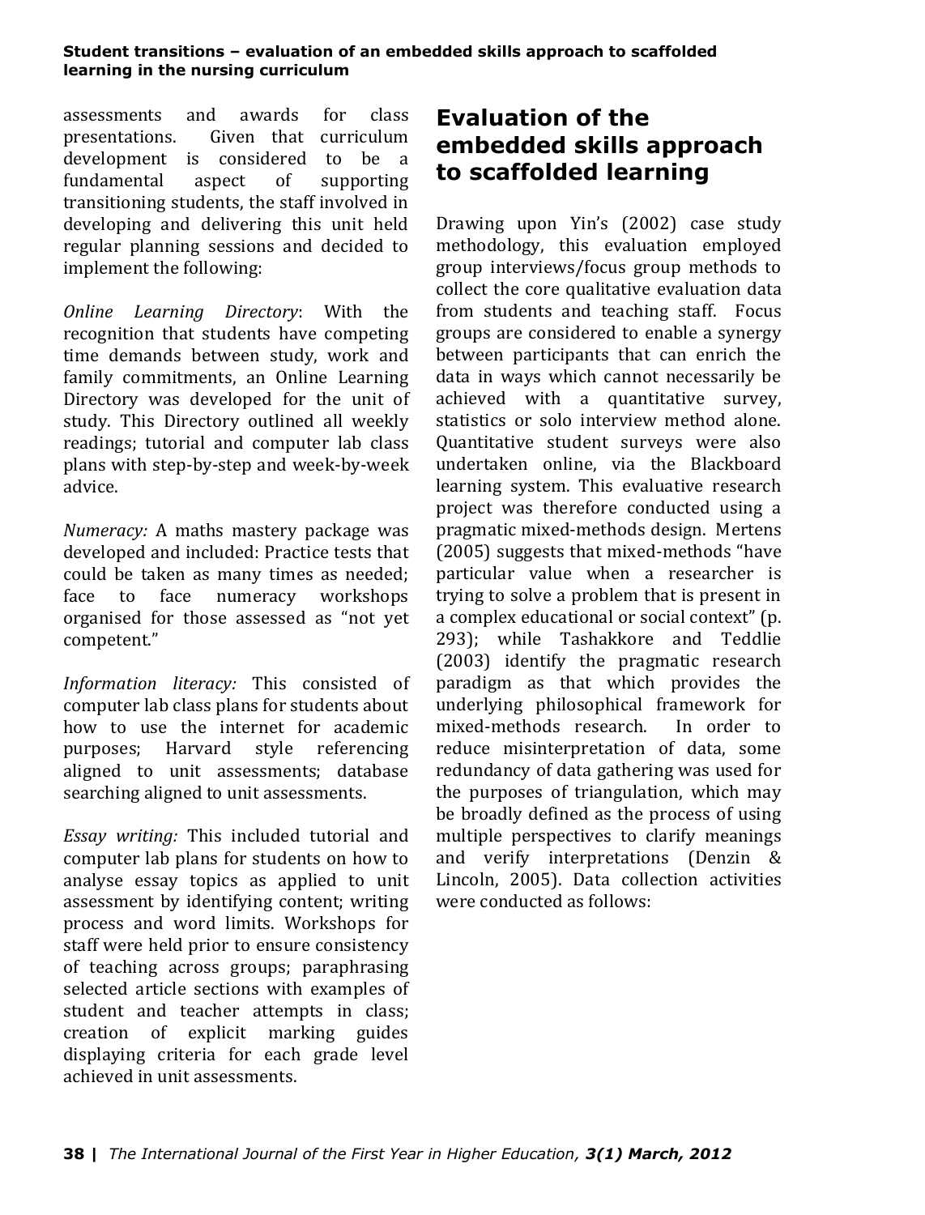assessments and awards for class presentations. Given that curriculum development is considered to be a fundamental aspect of supporting transitioning students, the staff involved in developing and delivering this unit held regular planning sessions and decided to implement the following:

*Online Learning Directory*: With the recognition that students have competing time demands between study, work and family commitments, an Online Learning Directory was developed for the unit of study. This Directory outlined all weekly readings; tutorial and computer lab class plans with step-by-step and week-by-week advice.

*Numeracy:* A maths mastery package was developed and included: Practice tests that could be taken as many times as needed; face to face numeracy workshops organised for those assessed as "not yet competent."

*Information literacy:* This consisted of computer lab class plans for students about how to use the internet for academic purposes; Harvard style referencing aligned to unit assessments; database searching aligned to unit assessments.

*Essay writing:* This included tutorial and computer lab plans for students on how to analyse essay topics as applied to unit assessment by identifying content; writing process and word limits. Workshops for staff were held prior to ensure consistency of teaching across groups; paraphrasing selected article sections with examples of student and teacher attempts in class; creation of explicit marking guides displaying criteria for each grade level achieved in unit assessments.

## Evaluation of the embedded skills approach to scaffolded learning

Drawing upon Yin's (2002) case study methodology, this evaluation employed group interviews/focus group methods to collect the core qualitative evaluation data from students and teaching staff. Focus groups are considered to enable a synergy between participants that can enrich the data in ways which cannot necessarily be achieved with a quantitative survey, statistics or solo interview method alone. Quantitative student surveys were also undertaken online, via the Blackboard learning system. This evaluative research project was therefore conducted using a pragmatic mixed-methods design. Mertens (2005) suggests that mixed-methods "have particular value when a researcher is trying to solve a problem that is present in a complex educational or social context" (p. 293); while Tashakkore and Teddlie (2003) identify the pragmatic research paradigm as that which provides the underlying philosophical framework for mixed-methods research. In order to reduce misinterpretation of data, some redundancy of data gathering was used for the purposes of triangulation, which may be broadly defined as the process of using multiple perspectives to clarify meanings and verify interpretations (Denzin & Lincoln, 2005). Data collection activities were conducted as follows: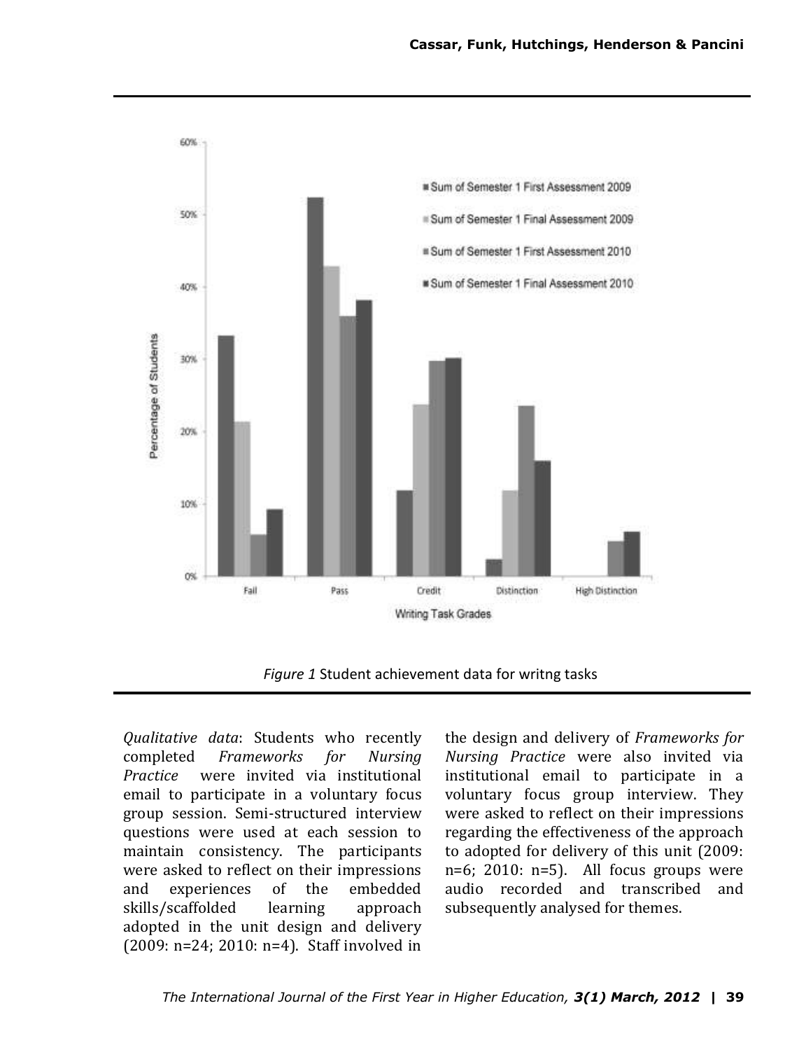*Figure 1* Student achievement data for writng tasks

*Qualitative data*: Students who recently completed *Frameworks for Nursing Practice* were invited via institutional email to participate in a voluntary focus group session. Semi-structured interview questions were used at each session to maintain consistency. The participants were asked to reflect on their impressions and experiences of the embedded skills/scaffolded learning approach adopted in the unit design and delivery (2009: n=24; 2010: n=4). Staff involved in the design and delivery of *Frameworks for Nursing Practice* were also invited via institutional email to participate in a voluntary focus group interview. They were asked to reflect on their impressions regarding the effectiveness of the approach to adopted for delivery of this unit (2009: n=6; 2010: n=5). All focus groups were audio recorded and transcribed and subsequently analysed for themes.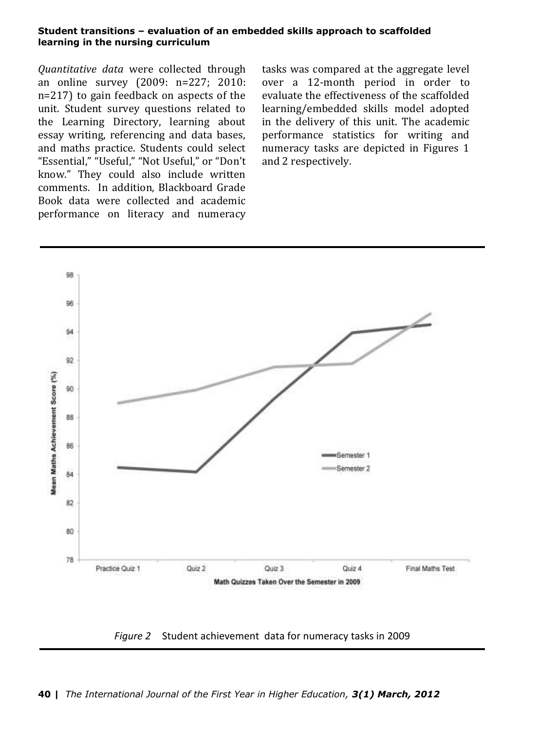*Quantitative data* were collected through an online survey (2009: n=227; 2010: n=217) to gain feedback on aspects of the unit. Student survey questions related to the Learning Directory, learning about essay writing, referencing and data bases, and maths practice. Students could select "Essential," "Useful," "Not Useful," or "Don't know." They could also include written comments. In addition, Blackboard Grade Book data were collected and academic performance on literacy and numeracy tasks was compared at the aggregate level over a 12-month period in order to evaluate the effectiveness of the scaffolded learning/embedded skills model adopted in the delivery of this unit. The academic performance statistics for writing and numeracy tasks are depicted in Figures 1 and 2 respectively.

*Figure 2* Student achievement data for numeracy tasks in 2009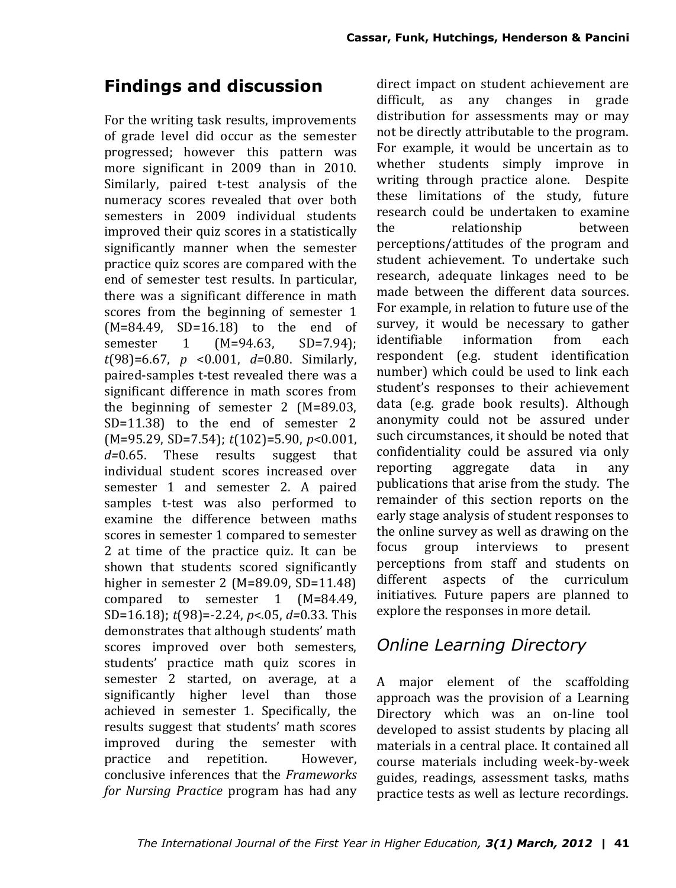## Findings and discussion

For the writing task results, improvements of grade level did occur as the semester progressed; however this pattern was more significant in 2009 than in 2010. Similarly, paired t-test analysis of the numeracy scores revealed that over both semesters in 2009 individual students improved their quiz scores in a statistically significantly manner when the semester practice quiz scores are compared with the end of semester test results. In particular, there was a significant difference in math scores from the beginning of semester 1 ($M=84.49$, $SD=16.18$) to the end of semester 1 ($M=94.63$, $SD=7.94$); $t(98)=6.67$, $p<0.001$, $d=0.80$. Similarly, paired-samples t-test revealed there was a significant difference in math scores from the beginning of semester 2 ($M=89.03$, $SD=11.38$) to the end of semester 2 ($M=95.29$, $SD=7.54$); $t(102)=5.90$, $p<0.001$, $d=0.65$. These results suggest that individual student scores increased over semester 1 and semester 2. A paired samples t-test was also performed to examine the difference between maths scores in semester 1 compared to semester 2 at time of the practice quiz. It can be shown that students scored significantly higher in semester 2 ($M=89.09$, $SD=11.48$) compared to semester 1 ($M=84.49$, $SD=16.18$); $t(98)=-2.24$, $p<.05$, $d=0.33$. This demonstrates that although students' math scores improved over both semesters, students' practice math quiz scores in semester 2 started, on average, at a significantly higher level than those achieved in semester 1. Specifically, the results suggest that students' math scores improved during the semester with practice and repetition. However, conclusive inferences that the *Frameworks for Nursing Practice* program has had any direct impact on student achievement are difficult, as any changes in grade distribution for assessments may or may not be directly attributable to the program. For example, it would be uncertain as to whether students simply improve in writing through practice alone. Despite these limitations of the study, future research could be undertaken to examine the relationship between perceptions/attitudes of the program and student achievement. To undertake such research, adequate linkages need to be made between the different data sources. For example, in relation to future use of the survey, it would be necessary to gather identifiable information from each respondent (e.g. student identification number) which could be used to link each student's responses to their achievement data (e.g. grade book results). Although anonymity could not be assured under such circumstances, it should be noted that confidentiality could be assured via only reporting aggregate data in any publications that arise from the study. The remainder of this section reports on the early stage analysis of student responses to the online survey as well as drawing on the focus group interviews to present perceptions from staff and students on different aspects of the curriculum initiatives. Future papers are planned to explore the responses in more detail.

### *Online Learning Directory*

A major element of the scaffolding approach was the provision of a Learning Directory which was an on-line tool developed to assist students by placing all materials in a central place. It contained all course materials including week-by-week guides, readings, assessment tasks, maths practice tests as well as lecture recordings.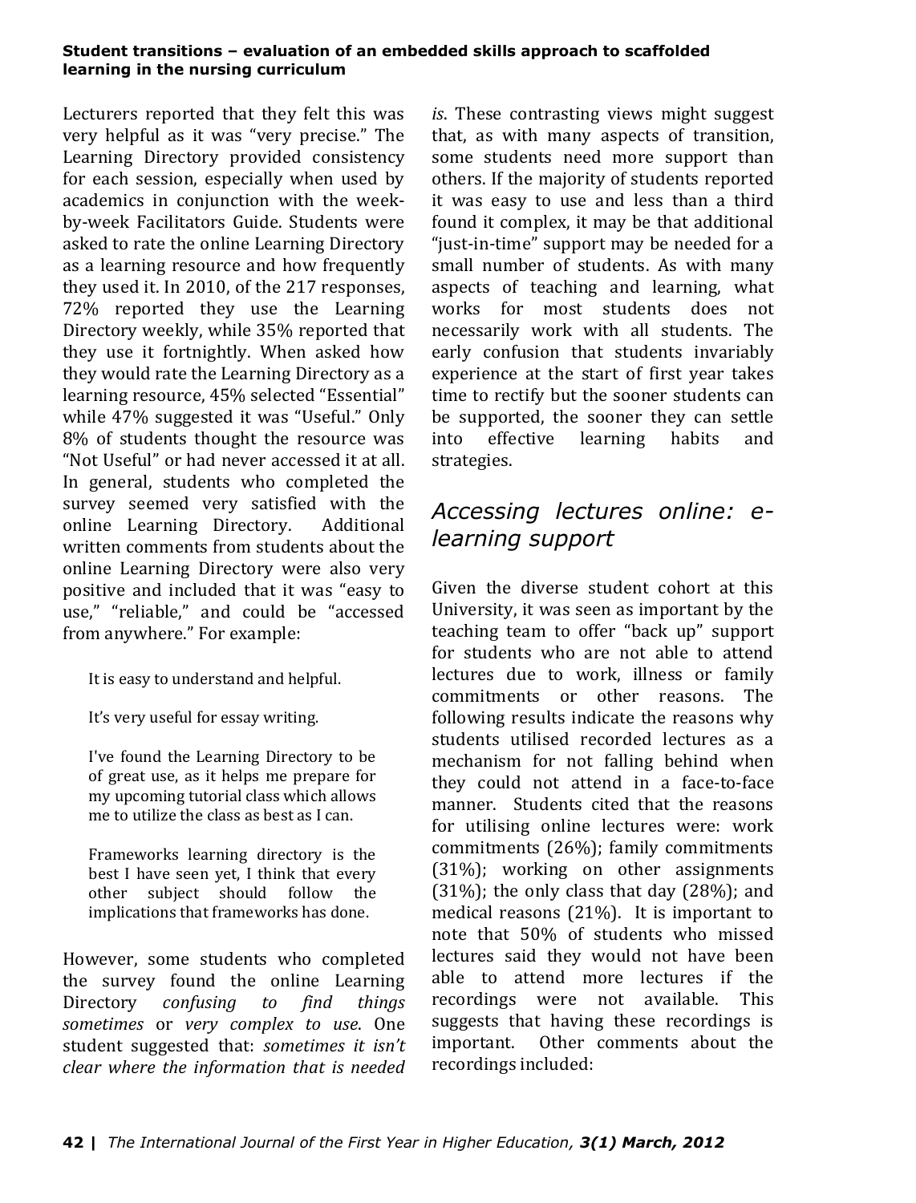Lecturers reported that they felt this was very helpful as it was "very precise." The Learning Directory provided consistency for each session, especially when used by academics in conjunction with the week-by-week Facilitators Guide. Students were asked to rate the online Learning Directory as a learning resource and how frequently they used it. In 2010, of the 217 responses, 72% reported they use the Learning Directory weekly, while 35% reported that they use it fortnightly. When asked how they would rate the Learning Directory as a learning resource, 45% selected "Essential" while 47% suggested it was "Useful." Only 8% of students thought the resource was "Not Useful" or had never accessed it at all. In general, students who completed the survey seemed very satisfied with the online Learning Directory. Additional written comments from students about the online Learning Directory were also very positive and included that it was "easy to use," "reliable," and could be "accessed from anywhere." For example:

> It is easy to understand and helpful.
>
> It's very useful for essay writing.
>
> I've found the Learning Directory to be of great use, as it helps me prepare for my upcoming tutorial class which allows me to utilize the class as best as I can.
>
> Frameworks learning directory is the best I have seen yet, I think that every other subject should follow the implications that frameworks has done.

However, some students who completed the survey found the online Learning Directory *confusing to find things sometimes* or *very complex to use*. One student suggested that: *sometimes it isn't clear where the information that is needed is*. These contrasting views might suggest that, as with many aspects of transition, some students need more support than others. If the majority of students reported it was easy to use and less than a third found it complex, it may be that additional "just-in-time" support may be needed for a small number of students. As with many aspects of teaching and learning, what works for most students does not necessarily work with all students. The early confusion that students invariably experience at the start of first year takes time to rectify but the sooner students can be supported, the sooner they can settle into effective learning habits and strategies.

## *Accessing lectures online: e-learning support*

Given the diverse student cohort at this University, it was seen as important by the teaching team to offer "back up" support for students who are not able to attend lectures due to work, illness or family commitments or other reasons. The following results indicate the reasons why students utilised recorded lectures as a mechanism for not falling behind when they could not attend in a face-to-face manner. Students cited that the reasons for utilising online lectures were: work commitments (26%); family commitments (31%); working on other assignments (31%); the only class that day (28%); and medical reasons (21%). It is important to note that 50% of students who missed lectures said they would not have been able to attend more lectures if the recordings were not available. This suggests that having these recordings is important. Other comments about the recordings included: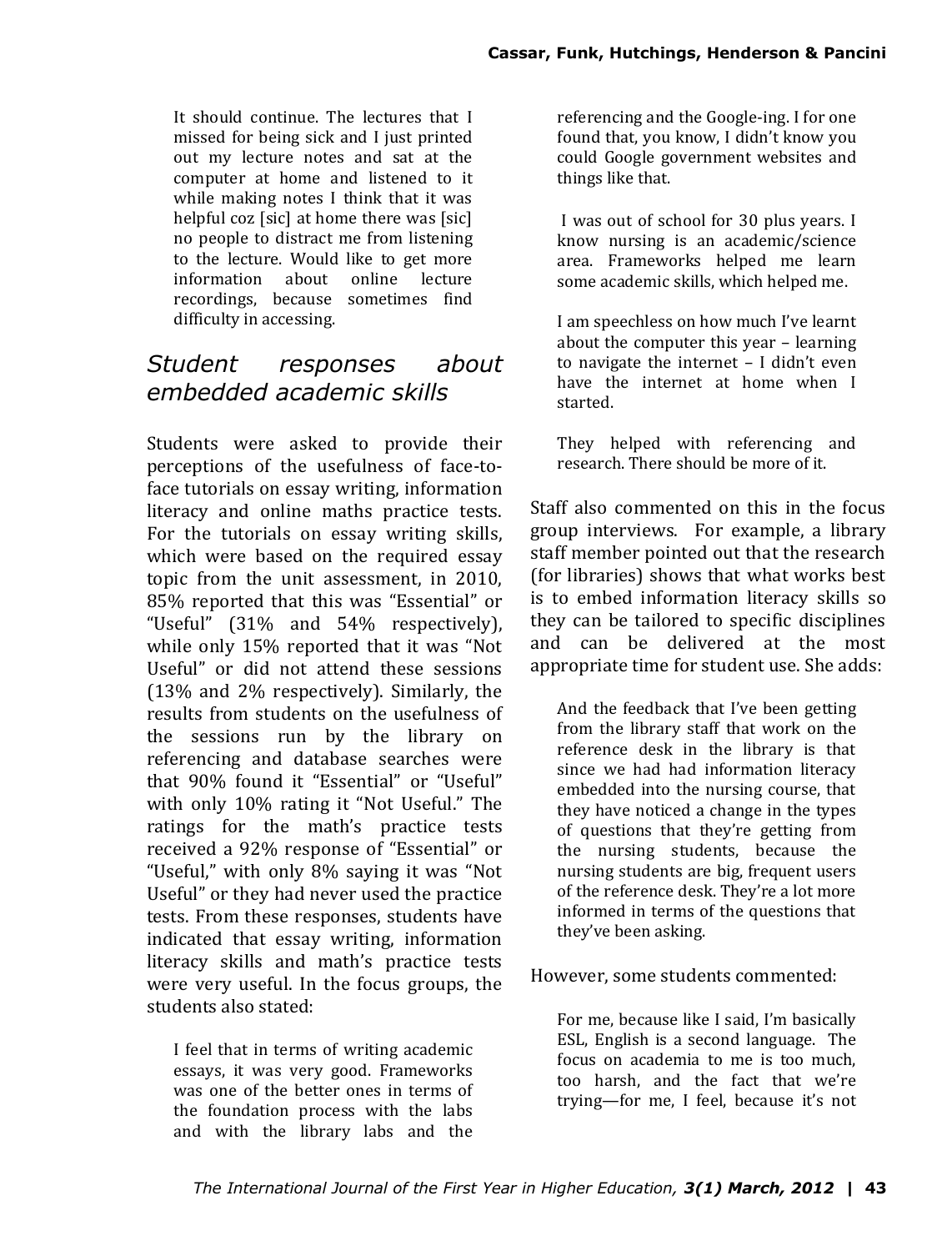> It should continue. The lectures that I missed for being sick and I just printed out my lecture notes and sat at the computer at home and listened to it while making notes I think that it was helpful coz [sic] at home there was [sic] no people to distract me from listening to the lecture. Would like to get more information about online lecture recordings, because sometimes find difficulty in accessing.

## *Student responses about embedded academic skills*

Students were asked to provide their perceptions of the usefulness of face-to-face tutorials on essay writing, information literacy and online maths practice tests. For the tutorials on essay writing skills, which were based on the required essay topic from the unit assessment, in 2010, 85% reported that this was "Essential" or "Useful" (31% and 54% respectively), while only 15% reported that it was "Not Useful" or did not attend these sessions (13% and 2% respectively). Similarly, the results from students on the usefulness of the sessions run by the library on referencing and database searches were that 90% found it "Essential" or "Useful" with only 10% rating it "Not Useful." The ratings for the math's practice tests received a 92% response of "Essential" or "Useful," with only 8% saying it was "Not Useful" or they had never used the practice tests. From these responses, students have indicated that essay writing, information literacy skills and math's practice tests were very useful. In the focus groups, the students also stated:

> I feel that in terms of writing academic essays, it was very good. Frameworks was one of the better ones in terms of the foundation process with the labs and with the library labs and the referencing and the Google-ing. I for one found that, you know, I didn't know you could Google government websites and things like that.

> I was out of school for 30 plus years. I know nursing is an academic/science area. Frameworks helped me learn some academic skills, which helped me.

> I am speechless on how much I've learnt about the computer this year – learning to navigate the internet – I didn't even have the internet at home when I started.

> They helped with referencing and research. There should be more of it.

Staff also commented on this in the focus group interviews. For example, a library staff member pointed out that the research (for libraries) shows that what works best is to embed information literacy skills so they can be tailored to specific disciplines and can be delivered at the most appropriate time for student use. She adds:

> And the feedback that I've been getting from the library staff that work on the reference desk in the library is that since we had had information literacy embedded into the nursing course, that they have noticed a change in the types of questions that they're getting from the nursing students, because the nursing students are big, frequent users of the reference desk. They're a lot more informed in terms of the questions that they've been asking.

However, some students commented:

> For me, because like I said, I'm basically ESL, English is a second language. The focus on academia to me is too much, too harsh, and the fact that we're trying—for me, I feel, because it's not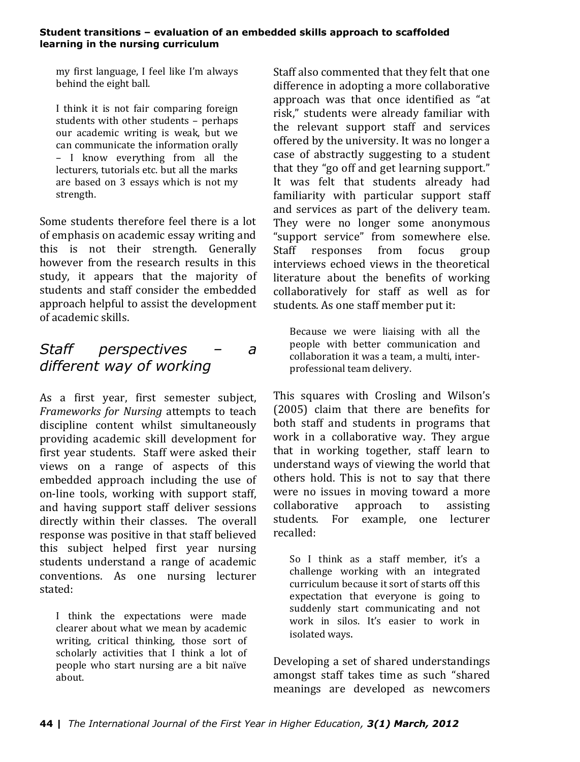> my first language, I feel like I'm always behind the eight ball.

> I think it is not fair comparing foreign students with other students – perhaps our academic writing is weak, but we can communicate the information orally – I know everything from all the lecturers, tutorials etc. but all the marks are based on 3 essays which is not my strength.

Some students therefore feel there is a lot of emphasis on academic essay writing and this is not their strength. Generally however from the research results in this study, it appears that the majority of students and staff consider the embedded approach helpful to assist the development of academic skills.

## *Staff perspectives – a different way of working*

As a first year, first semester subject, *Frameworks for Nursing* attempts to teach discipline content whilst simultaneously providing academic skill development for first year students. Staff were asked their views on a range of aspects of this embedded approach including the use of on-line tools, working with support staff, and having support staff deliver sessions directly within their classes. The overall response was positive in that staff believed this subject helped first year nursing students understand a range of academic conventions. As one nursing lecturer stated:

> I think the expectations were made clearer about what we mean by academic writing, critical thinking, those sort of scholarly activities that I think a lot of people who start nursing are a bit naïve about.

Staff also commented that they felt that one difference in adopting a more collaborative approach was that once identified as "at risk," students were already familiar with the relevant support staff and services offered by the university. It was no longer a case of abstractly suggesting to a student that they "go off and get learning support." It was felt that students already had familiarity with particular support staff and services as part of the delivery team. They were no longer some anonymous "support service" from somewhere else. Staff responses from focus group interviews echoed views in the theoretical literature about the benefits of working collaboratively for staff as well as for students. As one staff member put it:

> Because we were liaising with all the people with better communication and collaboration it was a team, a multi, inter-professional team delivery.

This squares with Crosling and Wilson's (2005) claim that there are benefits for both staff and students in programs that work in a collaborative way. They argue that in working together, staff learn to understand ways of viewing the world that others hold. This is not to say that there were no issues in moving toward a more collaborative approach to assisting students. For example, one lecturer recalled:

> So I think as a staff member, it's a challenge working with an integrated curriculum because it sort of starts off this expectation that everyone is going to suddenly start communicating and not work in silos. It's easier to work in isolated ways.

Developing a set of shared understandings amongst staff takes time as such "shared meanings are developed as newcomers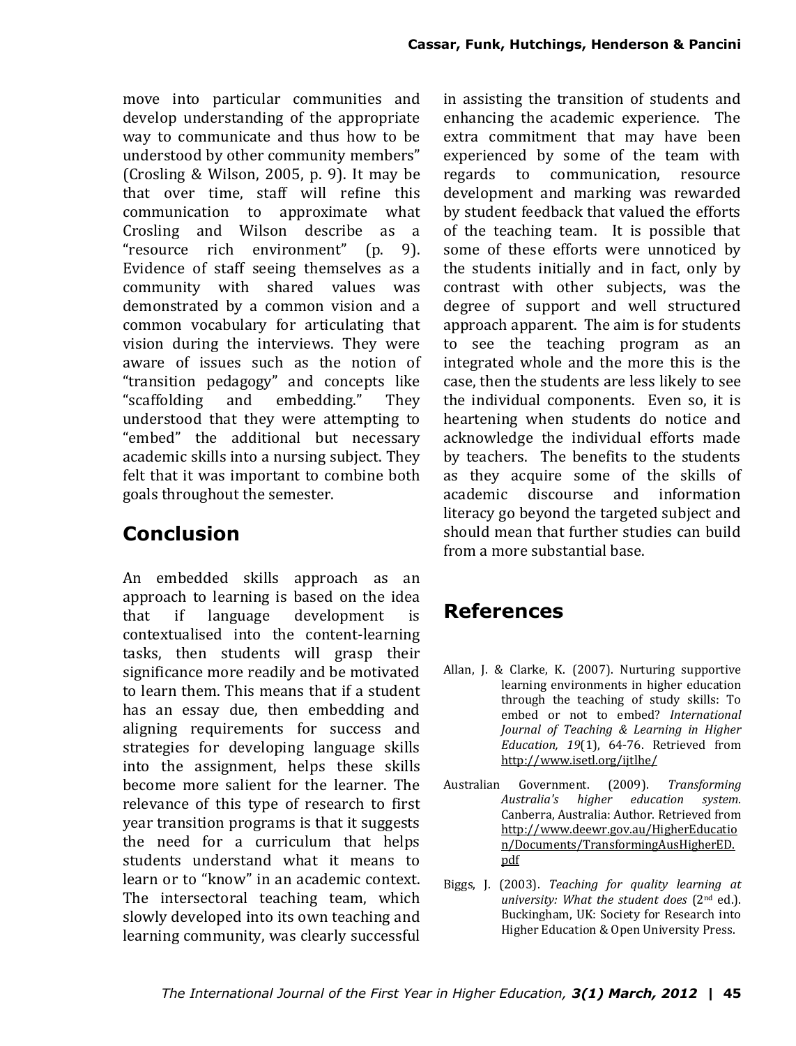move into particular communities and develop understanding of the appropriate way to communicate and thus how to be understood by other community members" (Crosling & Wilson, 2005, p. 9). It may be that over time, staff will refine this communication to approximate what Crosling and Wilson describe as a "resource rich environment" (p. 9). Evidence of staff seeing themselves as a community with shared values was demonstrated by a common vision and a common vocabulary for articulating that vision during the interviews. They were aware of issues such as the notion of "transition pedagogy" and concepts like "scaffolding and embedding." They understood that they were attempting to "embed" the additional but necessary academic skills into a nursing subject. They felt that it was important to combine both goals throughout the semester.

## Conclusion

An embedded skills approach as an approach to learning is based on the idea that if language development is contextualised into the content-learning tasks, then students will grasp their significance more readily and be motivated to learn them. This means that if a student has an essay due, then embedding and aligning requirements for success and strategies for developing language skills into the assignment, helps these skills become more salient for the learner. The relevance of this type of research to first year transition programs is that it suggests the need for a curriculum that helps students understand what it means to learn or to "know" in an academic context. The intersectoral teaching team, which slowly developed into its own teaching and learning community, was clearly successful in assisting the transition of students and enhancing the academic experience. The extra commitment that may have been experienced by some of the team with regards to communication, resource development and marking was rewarded by student feedback that valued the efforts of the teaching team. It is possible that some of these efforts were unnoticed by the students initially and in fact, only by contrast with other subjects, was the degree of support and well structured approach apparent. The aim is for students to see the teaching program as an integrated whole and the more this is the case, then the students are less likely to see the individual components. Even so, it is heartening when students do notice and acknowledge the individual efforts made by teachers. The benefits to the students as they acquire some of the skills of academic discourse and information literacy go beyond the targeted subject and should mean that further studies can build from a more substantial base.

## References

Allan, J. & Clarke, K. (2007). Nurturing supportive learning environments in higher education through the teaching of study skills: To embed or not to embed? *International Journal of Teaching & Learning in Higher Education, 19*(1), 64-76. Retrieved from http://www.isetl.org/ijtlhe/

Australian Government. (2009). *Transforming Australia's higher education system.* Canberra, Australia: Author. Retrieved from http://www.deewr.gov.au/HigherEducation/Documents/TransformingAusHigherED.pdf

Biggs, J. (2003). *Teaching for quality learning at university: What the student does* (2nd ed.). Buckingham, UK: Society for Research into Higher Education & Open University Press.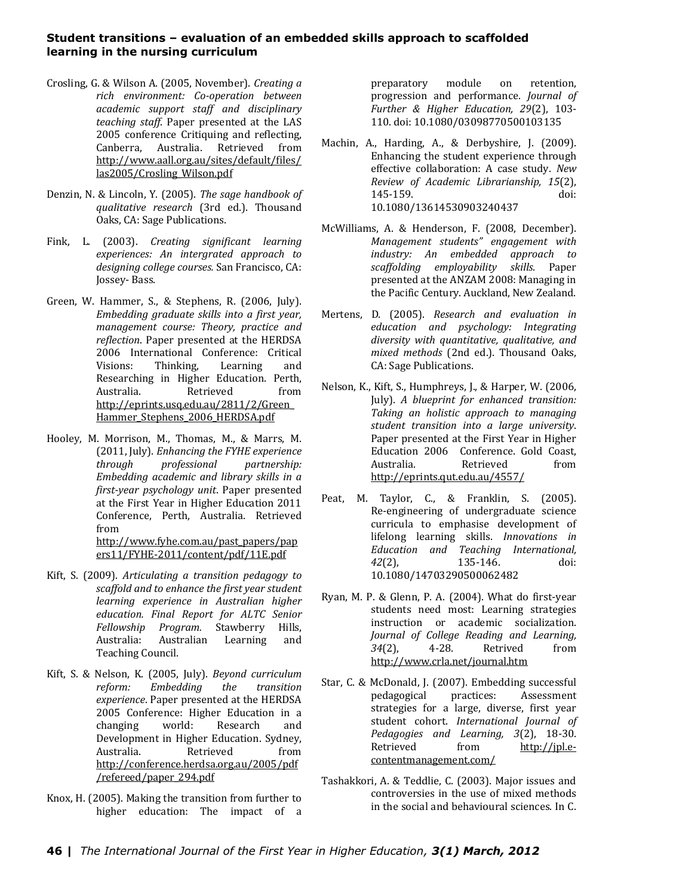Crosling, G. & Wilson A. (2005, November). *Creating a rich environment: Co-operation between academic support staff and disciplinary teaching staff.* Paper presented at the LAS 2005 conference Critiquing and reflecting, Canberra, Australia. Retrieved from http://www.aall.org.au/sites/default/files/las2005/Crosling_Wilson.pdf

Denzin, N. & Lincoln, Y. (2005). *The sage handbook of qualitative research* (3rd ed.). Thousand Oaks, CA: Sage Publications.

Fink, L. (2003). *Creating significant learning experiences: An intergrated approach to designing college courses.* San Francisco, CA: Jossey- Bass.

Green, W. Hammer, S., & Stephens, R. (2006, July). *Embedding graduate skills into a first year, management course: Theory, practice and reflection*. Paper presented at the HERDSA 2006 International Conference: Critical Visions: Thinking, Learning and Researching in Higher Education. Perth, Australia. Retrieved from http://eprints.usq.edu.au/2811/2/Green_Hammer_Stephens_2006_HERDSA.pdf

Hooley, M. Morrison, M., Thomas, M., & Marrs, M. (2011, July). *Enhancing the FYHE experience through professional partnership: Embedding academic and library skills in a first-year psychology unit*. Paper presented at the First Year in Higher Education 2011 Conference, Perth, Australia. Retrieved from http://www.fyhe.com.au/past_papers/papers11/FYHE-2011/content/pdf/11E.pdf

Kift, S. (2009). *Articulating a transition pedagogy to scaffold and to enhance the first year student learning experience in Australian higher education. Final Report for ALTC Senior Fellowship Program.* Stawberry Hills, Australia: Australian Learning and Teaching Council.

Kift, S. & Nelson, K. (2005, July). *Beyond curriculum reform: Embedding the transition experience*. Paper presented at the HERDSA 2005 Conference: Higher Education in a changing world: Research and Development in Higher Education. Sydney, Australia. Retrieved from http://conference.herdsa.org.au/2005/pdf/refereed/paper_294.pdf

Knox, H. (2005). Making the transition from further to higher education: The impact of a preparatory module on retention, progression and performance. *Journal of Further & Higher Education, 29*(2), 103-110. doi: 10.1080/03098770500103135

Machin, A., Harding, A., & Derbyshire, J. (2009). Enhancing the student experience through effective collaboration: A case study. *New Review of Academic Librarianship, 15*(2), 145-159. doi: 10.1080/13614530903240437

McWilliams, A. & Henderson, F. (2008, December). *Management students" engagement with industry: An embedded approach to scaffolding employability skills.* Paper presented at the ANZAM 2008: Managing in the Pacific Century. Auckland, New Zealand.

Mertens, D. (2005). *Research and evaluation in education and psychology: Integrating diversity with quantitative, qualitative, and mixed methods* (2nd ed.). Thousand Oaks, CA: Sage Publications.

Nelson, K., Kift, S., Humphreys, J., & Harper, W. (2006, July). *A blueprint for enhanced transition: Taking an holistic approach to managing student transition into a large university*. Paper presented at the First Year in Higher Education 2006 Conference. Gold Coast, Australia. Retrieved from http://eprints.qut.edu.au/4557/

Peat, M. Taylor, C., & Franklin, S. (2005). Re-engineering of undergraduate science curricula to emphasise development of lifelong learning skills. *Innovations in Education and Teaching International, 42*(2), 135-146. doi: 10.1080/14703290500062482

Ryan, M. P. & Glenn, P. A. (2004). What do first-year students need most: Learning strategies instruction or academic socialization. *Journal of College Reading and Learning, 34*(2), 4-28. Retrived from http://www.crla.net/journal.htm

Star, C. & McDonald, J. (2007). Embedding successful pedagogical practices: Assessment strategies for a large, diverse, first year student cohort. *International Journal of Pedagogies and Learning, 3*(2), 18-30. Retrieved from http://jpl.e-contentmanagement.com/

Tashakkori, A. & Teddlie, C. (2003). Major issues and controversies in the use of mixed methods in the social and behavioural sciences. In C.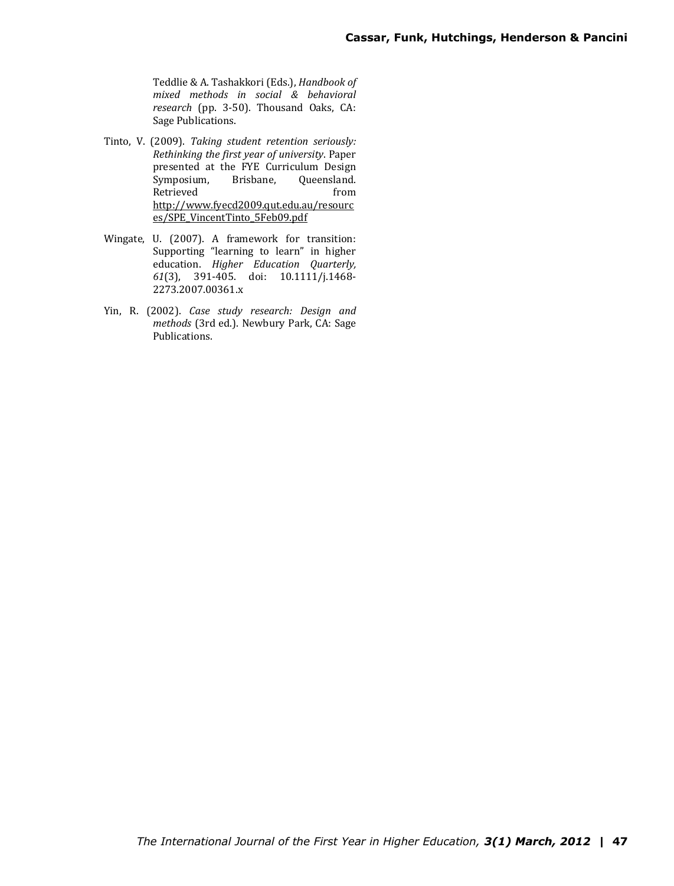Teddlie & A. Tashakkori (Eds.), *Handbook of mixed methods in social & behavioral research* (pp. 3-50). Thousand Oaks, CA: Sage Publications.

Tinto, V. (2009). *Taking student retention seriously: Rethinking the first year of university*. Paper presented at the FYE Curriculum Design Symposium, Brisbane, Queensland. Retrieved from http://www.fyecd2009.qut.edu.au/resources/SPE_VincentTinto_5Feb09.pdf

Wingate, U. (2007). A framework for transition: Supporting "learning to learn" in higher education. *Higher Education Quarterly, 61*(3), 391-405. doi: 10.1111/j.1468-2273.2007.00361.x

Yin, R. (2002). *Case study research: Design and methods* (3rd ed.). Newbury Park, CA: Sage Publications.